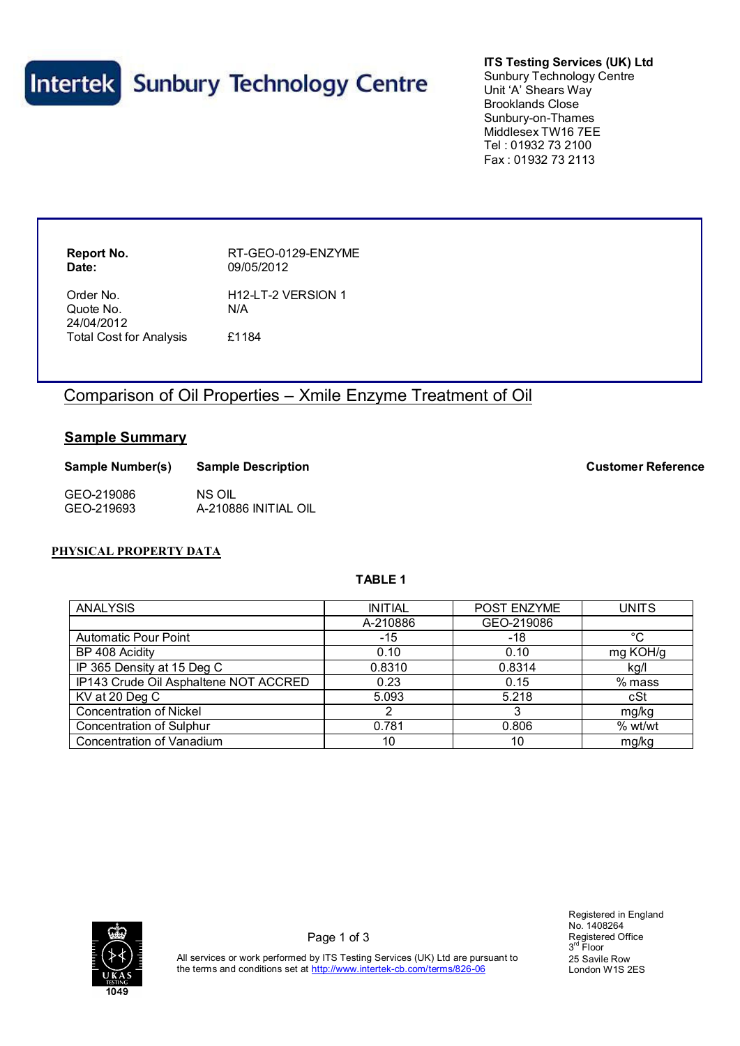**Intertek** Sunbury Technology Centre

**ITS Testing Services (UK) Ltd**
Sunbury Technology Centre
Unit 'A' Shears Way
Brooklands Close
Sunbury-on-Thames
Middlesex TW16 7EE
Tel : 01932 73 2100
Fax : 01932 73 2113

| | |
|---|---|
| **Report No.** | RT-GEO-0129-ENZYME |
| **Date:** | 09/05/2012 |
| Order No. | H12-LT-2 VERSION 1 |
| Quote No. | N/A |
| 24/04/2012 | |
| Total Cost for Analysis | £1184 |

# Comparison of Oil Properties – Xmile Enzyme Treatment of Oil

## Sample Summary

| **Sample Number(s)** | **Sample Description** | **Customer Reference** |
|---|---|---|
| GEO-219086 | NS OIL | |
| GEO-219693 | A-210886 INITIAL OIL | |

## PHYSICAL PROPERTY DATA

**TABLE 1**

| ANALYSIS | INITIAL | POST ENZYME | UNITS |
|---|---|---|---|
| | A-210886 | GEO-219086 | |
| Automatic Pour Point | -15 | -18 | °C |
| BP 408 Acidity | 0.10 | 0.10 | mg KOH/g |
| IP 365 Density at 15 Deg C | 0.8310 | 0.8314 | kg/l |
| IP143 Crude Oil Asphaltene NOT ACCRED | 0.23 | 0.15 | % mass |
| KV at 20 Deg C | 5.093 | 5.218 | cSt |
| Concentration of Nickel | 2 | 3 | mg/kg |
| Concentration of Sulphur | 0.781 | 0.806 | % wt/wt |
| Concentration of Vanadium | 10 | 10 | mg/kg |

UKAS TESTING 1049

All services or work performed by ITS Testing Services (UK) Ltd are pursuant to the terms and conditions set at http://www.intertek-cb.com/terms/826-06

Registered in England
No. 1408264
Registered Office
3rd Floor
25 Savile Row
London W1S 2ES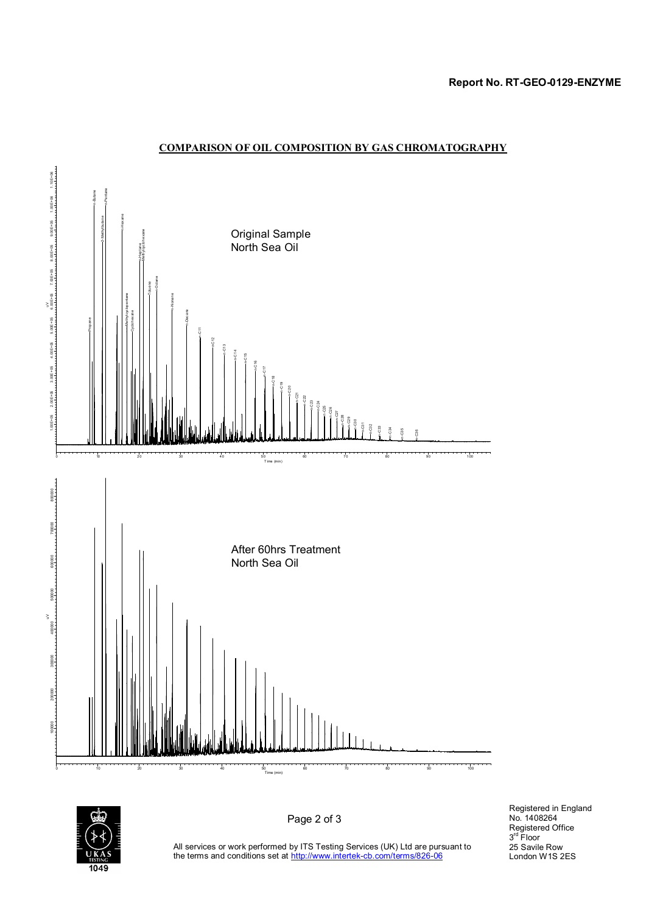Report No. RT-GEO-0129-ENZYME

## COMPARISON OF OIL COMPOSITION BY GAS CHROMATOGRAPHY

Original Sample
North Sea Oil

After 60hrs Treatment
North Sea Oil

All services or work performed by ITS Testing Services (UK) Ltd are pursuant to the terms and conditions set at http://www.intertek-cb.com/terms/826-06

Registered in England
No. 1408264
Registered Office
3rd Floor
25 Savile Row
London W1S 2ES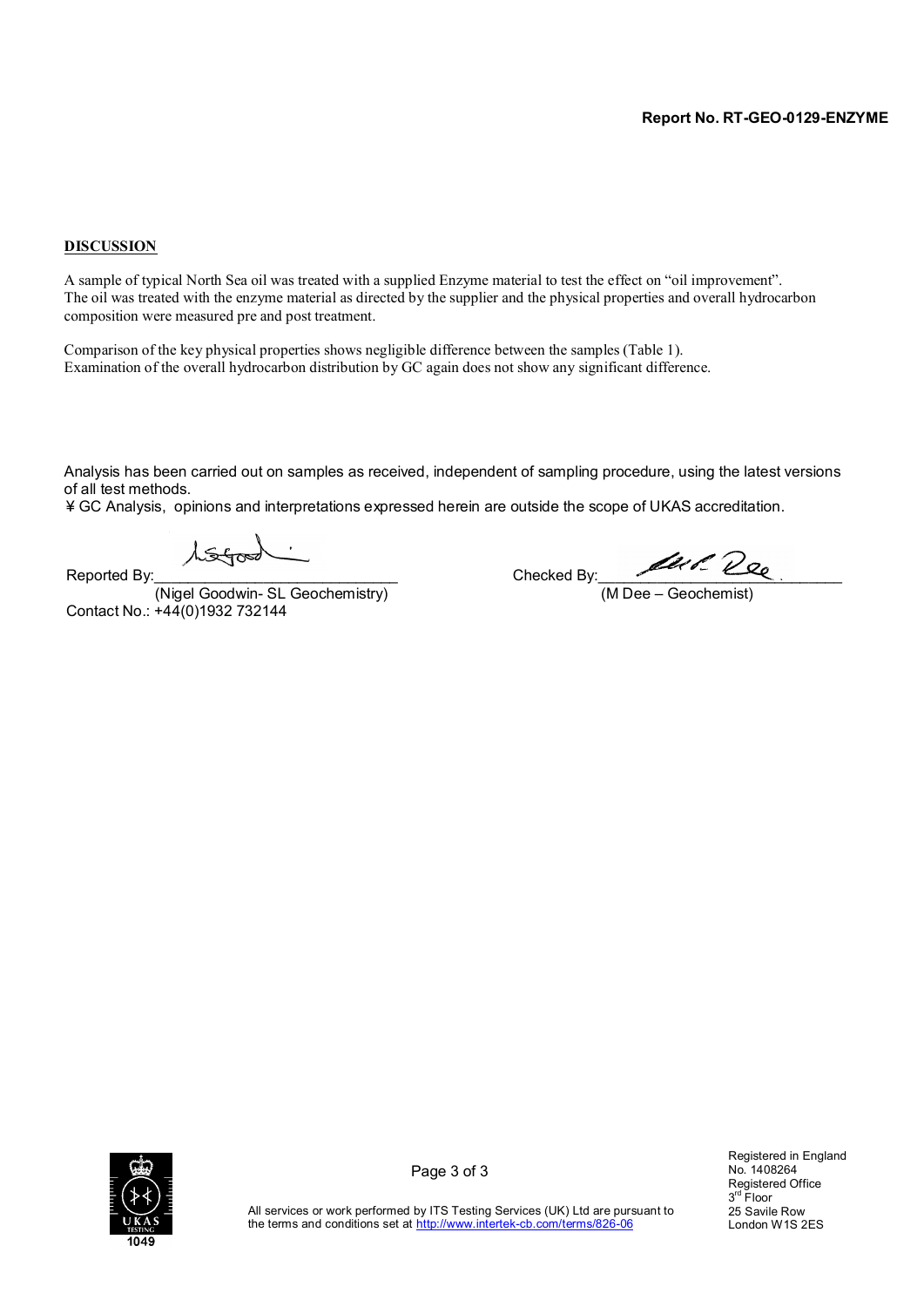Report No. RT-GEO-0129-ENZYME

## DISCUSSION

A sample of typical North Sea oil was treated with a supplied Enzyme material to test the effect on "oil improvement". The oil was treated with the enzyme material as directed by the supplier and the physical properties and overall hydrocarbon composition were measured pre and post treatment.

Comparison of the key physical properties shows negligible difference between the samples (Table 1). Examination of the overall hydrocarbon distribution by GC again does not show any significant difference.

Analysis has been carried out on samples as received, independent of sampling procedure, using the latest versions of all test methods.
¥ GC Analysis, opinions and interpretations expressed herein are outside the scope of UKAS accreditation.

Reported By:____________________________
(Nigel Goodwin- SL Geochemistry)
Contact No.: +44(0)1932 732144

Checked By:____________________________
(M Dee – Geochemist)

UKAS TESTING 1049

All services or work performed by ITS Testing Services (UK) Ltd are pursuant to the terms and conditions set at http://www.intertek-cb.com/terms/826-06

Registered in England
No. 1408264
Registered Office
3rd Floor
25 Savile Row
London W1S 2ES